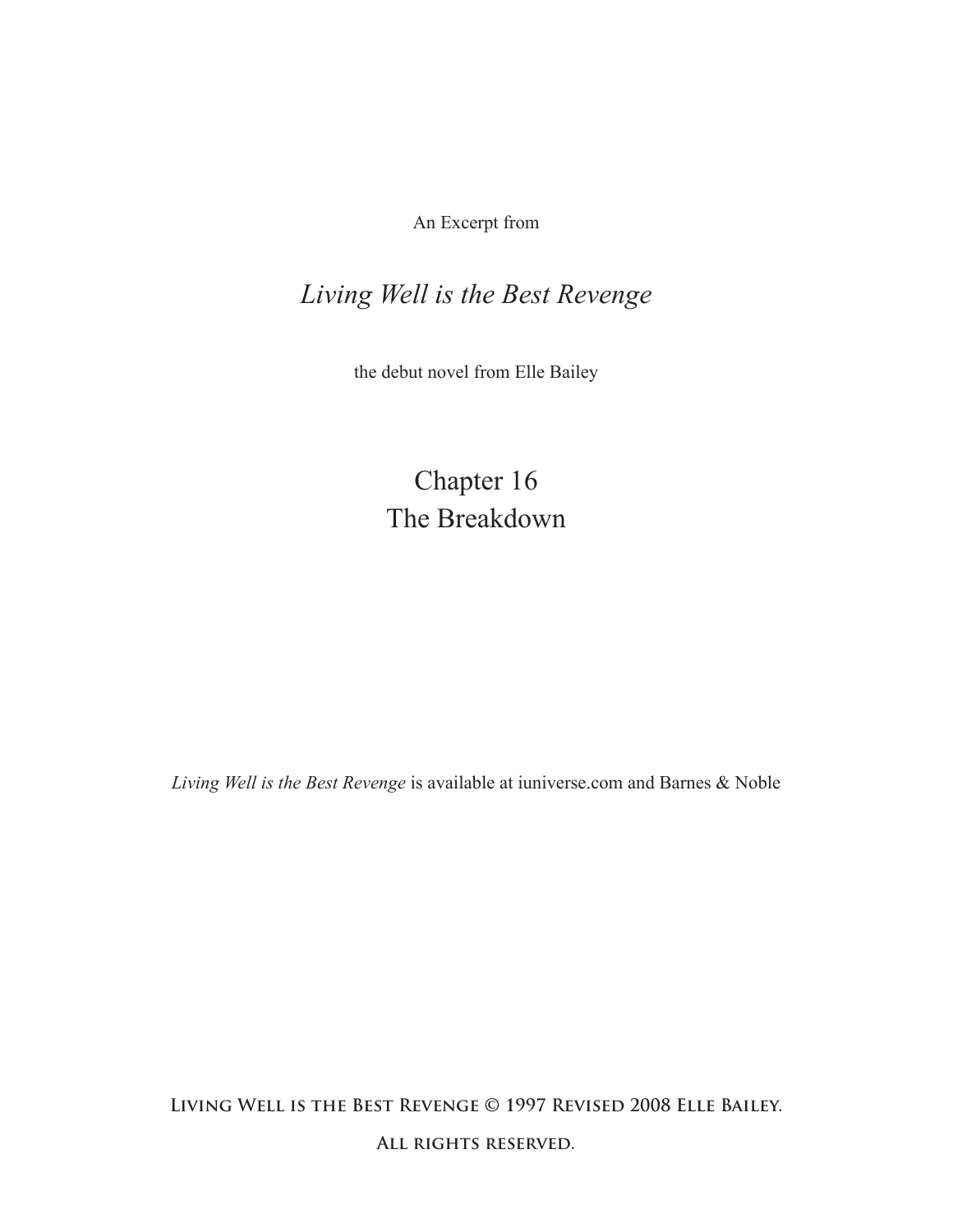An Excerpt from

# *Living Well is the Best Revenge*

the debut novel from Elle Bailey

## Chapter 16
## The Breakdown

*Living Well is the Best Revenge* is available at iuniverse.com and Barnes & Noble

**Living Well is the Best Revenge © 1997 Revised 2008 Elle Bailey.**

**All rights reserved.**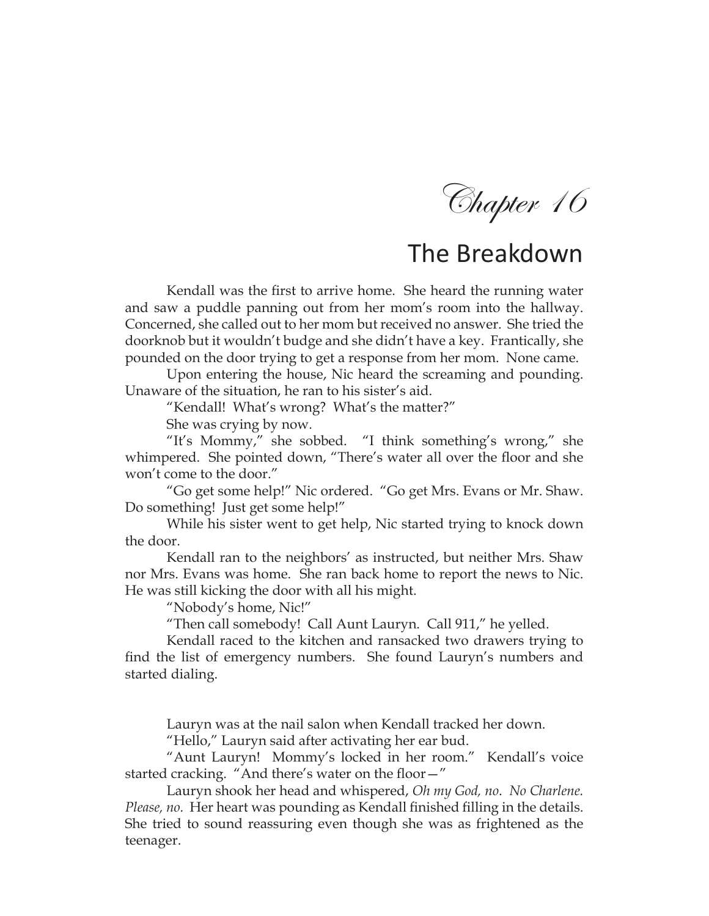# Chapter 16

## The Breakdown

Kendall was the first to arrive home. She heard the running water and saw a puddle panning out from her mom's room into the hallway. Concerned, she called out to her mom but received no answer. She tried the doorknob but it wouldn't budge and she didn't have a key. Frantically, she pounded on the door trying to get a response from her mom. None came.

Upon entering the house, Nic heard the screaming and pounding. Unaware of the situation, he ran to his sister's aid.

"Kendall! What's wrong? What's the matter?"

She was crying by now.

"It's Mommy," she sobbed. "I think something's wrong," she whimpered. She pointed down, "There's water all over the floor and she won't come to the door."

"Go get some help!" Nic ordered. "Go get Mrs. Evans or Mr. Shaw. Do something! Just get some help!"

While his sister went to get help, Nic started trying to knock down the door.

Kendall ran to the neighbors' as instructed, but neither Mrs. Shaw nor Mrs. Evans was home. She ran back home to report the news to Nic. He was still kicking the door with all his might.

"Nobody's home, Nic!"

"Then call somebody! Call Aunt Lauryn. Call 911," he yelled.

Kendall raced to the kitchen and ransacked two drawers trying to find the list of emergency numbers. She found Lauryn's numbers and started dialing.

Lauryn was at the nail salon when Kendall tracked her down.

"Hello," Lauryn said after activating her ear bud.

"Aunt Lauryn! Mommy's locked in her room." Kendall's voice started cracking. "And there's water on the floor—"

Lauryn shook her head and whispered, *Oh my God, no. No Charlene. Please, no.* Her heart was pounding as Kendall finished filling in the details. She tried to sound reassuring even though she was as frightened as the teenager.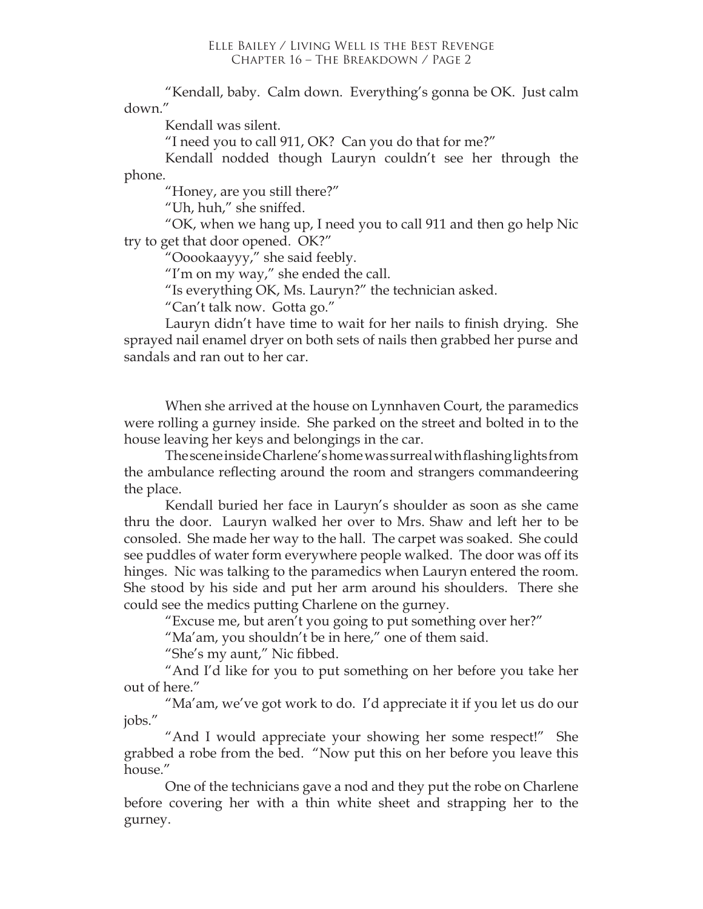"Kendall, baby. Calm down. Everything's gonna be OK. Just calm down."

Kendall was silent.

"I need you to call 911, OK? Can you do that for me?"

Kendall nodded though Lauryn couldn't see her through the phone.

"Honey, are you still there?"

"Uh, huh," she sniffed.

"OK, when we hang up, I need you to call 911 and then go help Nic try to get that door opened. OK?"

"Ooookaayyy," she said feebly.

"I'm on my way," she ended the call.

"Is everything OK, Ms. Lauryn?" the technician asked.

"Can't talk now. Gotta go."

Lauryn didn't have time to wait for her nails to finish drying. She sprayed nail enamel dryer on both sets of nails then grabbed her purse and sandals and ran out to her car.

When she arrived at the house on Lynnhaven Court, the paramedics were rolling a gurney inside. She parked on the street and bolted in to the house leaving her keys and belongings in the car.

The scene inside Charlene's home was surreal with flashing lights from the ambulance reflecting around the room and strangers commandeering the place.

Kendall buried her face in Lauryn's shoulder as soon as she came thru the door. Lauryn walked her over to Mrs. Shaw and left her to be consoled. She made her way to the hall. The carpet was soaked. She could see puddles of water form everywhere people walked. The door was off its hinges. Nic was talking to the paramedics when Lauryn entered the room. She stood by his side and put her arm around his shoulders. There she could see the medics putting Charlene on the gurney.

"Excuse me, but aren't you going to put something over her?"

"Ma'am, you shouldn't be in here," one of them said.

"She's my aunt," Nic fibbed.

"And I'd like for you to put something on her before you take her out of here."

"Ma'am, we've got work to do. I'd appreciate it if you let us do our jobs."

"And I would appreciate your showing her some respect!" She grabbed a robe from the bed. "Now put this on her before you leave this house."

One of the technicians gave a nod and they put the robe on Charlene before covering her with a thin white sheet and strapping her to the gurney.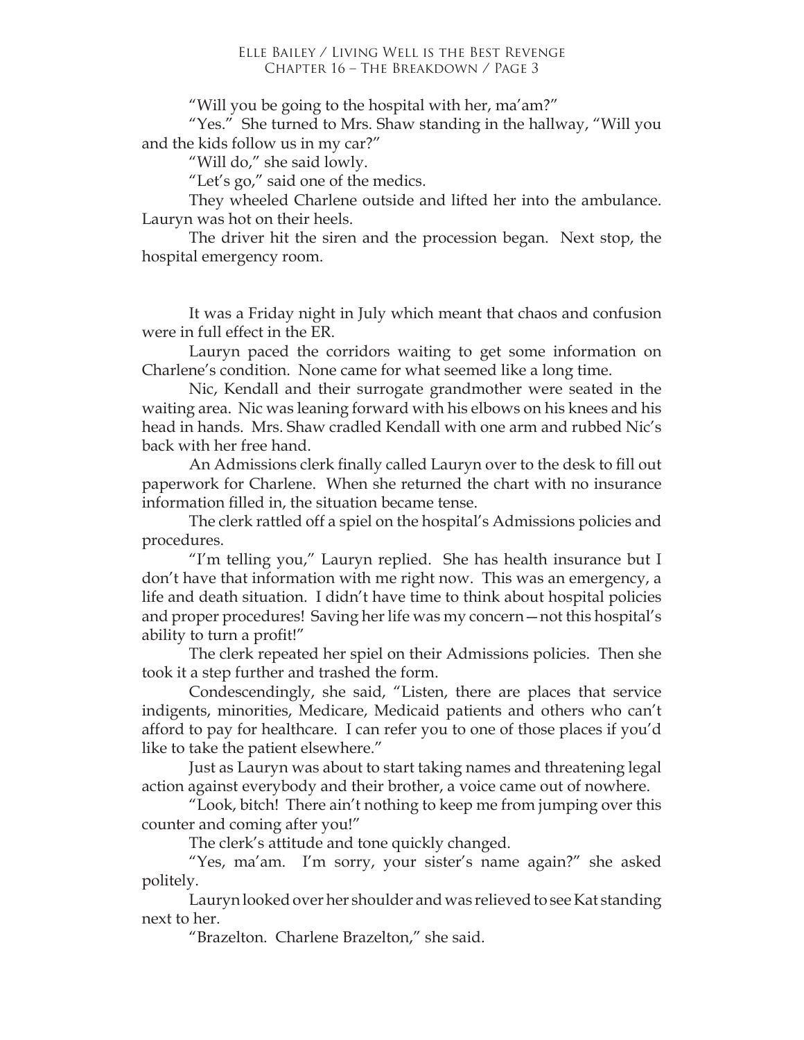"Will you be going to the hospital with her, ma'am?"

"Yes." She turned to Mrs. Shaw standing in the hallway, "Will you and the kids follow us in my car?"

"Will do," she said lowly.

"Let's go," said one of the medics.

They wheeled Charlene outside and lifted her into the ambulance. Lauryn was hot on their heels.

The driver hit the siren and the procession began. Next stop, the hospital emergency room.

It was a Friday night in July which meant that chaos and confusion were in full effect in the ER.

Lauryn paced the corridors waiting to get some information on Charlene's condition. None came for what seemed like a long time.

Nic, Kendall and their surrogate grandmother were seated in the waiting area. Nic was leaning forward with his elbows on his knees and his head in hands. Mrs. Shaw cradled Kendall with one arm and rubbed Nic's back with her free hand.

An Admissions clerk finally called Lauryn over to the desk to fill out paperwork for Charlene. When she returned the chart with no insurance information filled in, the situation became tense.

The clerk rattled off a spiel on the hospital's Admissions policies and procedures.

"I'm telling you," Lauryn replied. She has health insurance but I don't have that information with me right now. This was an emergency, a life and death situation. I didn't have time to think about hospital policies and proper procedures! Saving her life was my concern—not this hospital's ability to turn a profit!"

The clerk repeated her spiel on their Admissions policies. Then she took it a step further and trashed the form.

Condescendingly, she said, "Listen, there are places that service indigents, minorities, Medicare, Medicaid patients and others who can't afford to pay for healthcare. I can refer you to one of those places if you'd like to take the patient elsewhere."

Just as Lauryn was about to start taking names and threatening legal action against everybody and their brother, a voice came out of nowhere.

"Look, bitch! There ain't nothing to keep me from jumping over this counter and coming after you!"

The clerk's attitude and tone quickly changed.

"Yes, ma'am. I'm sorry, your sister's name again?" she asked politely.

Lauryn looked over her shoulder and was relieved to see Kat standing next to her.

"Brazelton. Charlene Brazelton," she said.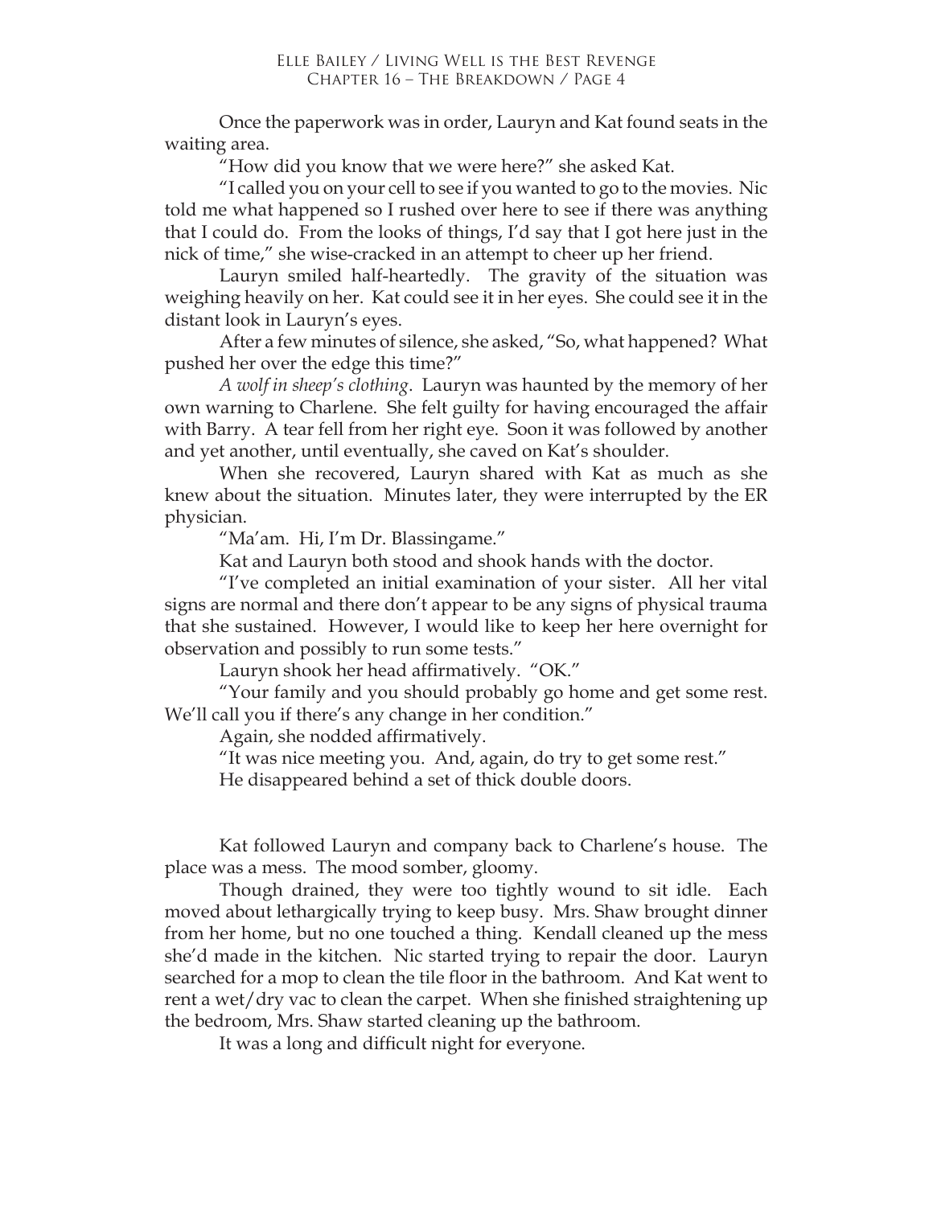Once the paperwork was in order, Lauryn and Kat found seats in the waiting area.

"How did you know that we were here?" she asked Kat.

"I called you on your cell to see if you wanted to go to the movies. Nic told me what happened so I rushed over here to see if there was anything that I could do. From the looks of things, I'd say that I got here just in the nick of time," she wise-cracked in an attempt to cheer up her friend.

Lauryn smiled half-heartedly. The gravity of the situation was weighing heavily on her. Kat could see it in her eyes. She could see it in the distant look in Lauryn's eyes.

After a few minutes of silence, she asked, "So, what happened? What pushed her over the edge this time?"

*A wolf in sheep's clothing*. Lauryn was haunted by the memory of her own warning to Charlene. She felt guilty for having encouraged the affair with Barry. A tear fell from her right eye. Soon it was followed by another and yet another, until eventually, she caved on Kat's shoulder.

When she recovered, Lauryn shared with Kat as much as she knew about the situation. Minutes later, they were interrupted by the ER physician.

"Ma'am. Hi, I'm Dr. Blassingame."

Kat and Lauryn both stood and shook hands with the doctor.

"I've completed an initial examination of your sister. All her vital signs are normal and there don't appear to be any signs of physical trauma that she sustained. However, I would like to keep her here overnight for observation and possibly to run some tests."

Lauryn shook her head affirmatively. "OK."

"Your family and you should probably go home and get some rest. We'll call you if there's any change in her condition."

Again, she nodded affirmatively.

"It was nice meeting you. And, again, do try to get some rest."

He disappeared behind a set of thick double doors.

Kat followed Lauryn and company back to Charlene's house. The place was a mess. The mood somber, gloomy.

Though drained, they were too tightly wound to sit idle. Each moved about lethargically trying to keep busy. Mrs. Shaw brought dinner from her home, but no one touched a thing. Kendall cleaned up the mess she'd made in the kitchen. Nic started trying to repair the door. Lauryn searched for a mop to clean the tile floor in the bathroom. And Kat went to rent a wet/dry vac to clean the carpet. When she finished straightening up the bedroom, Mrs. Shaw started cleaning up the bathroom.

It was a long and difficult night for everyone.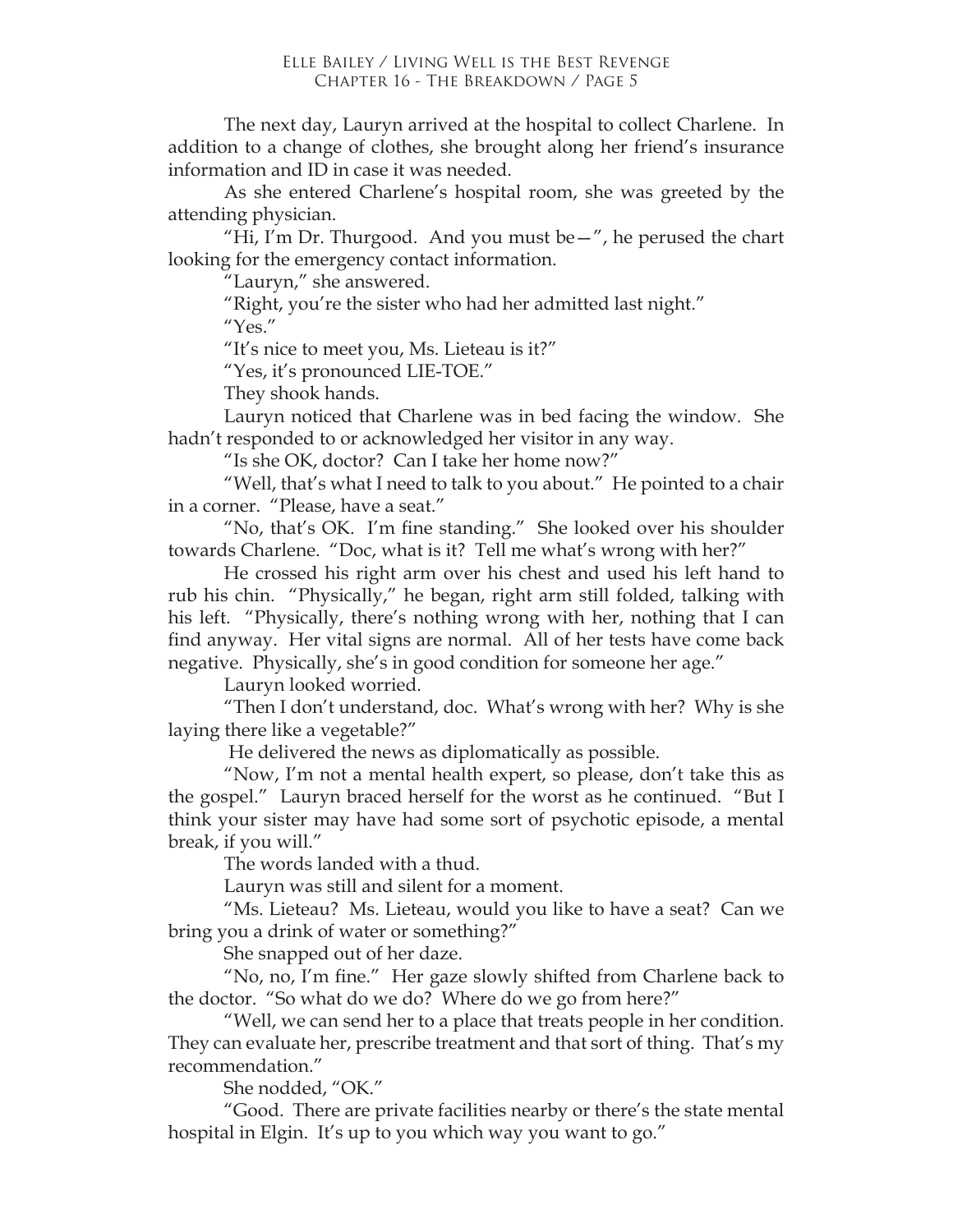The next day, Lauryn arrived at the hospital to collect Charlene. In addition to a change of clothes, she brought along her friend's insurance information and ID in case it was needed.

As she entered Charlene's hospital room, she was greeted by the attending physician.

"Hi, I'm Dr. Thurgood. And you must be—", he perused the chart looking for the emergency contact information.

"Lauryn," she answered.

"Right, you're the sister who had her admitted last night."

"Yes."

"It's nice to meet you, Ms. Lieteau is it?"

"Yes, it's pronounced LIE-TOE."

They shook hands.

Lauryn noticed that Charlene was in bed facing the window. She hadn't responded to or acknowledged her visitor in any way.

"Is she OK, doctor? Can I take her home now?"

"Well, that's what I need to talk to you about." He pointed to a chair in a corner. "Please, have a seat."

"No, that's OK. I'm fine standing." She looked over his shoulder towards Charlene. "Doc, what is it? Tell me what's wrong with her?"

He crossed his right arm over his chest and used his left hand to rub his chin. "Physically," he began, right arm still folded, talking with his left. "Physically, there's nothing wrong with her, nothing that I can find anyway. Her vital signs are normal. All of her tests have come back negative. Physically, she's in good condition for someone her age."

Lauryn looked worried.

"Then I don't understand, doc. What's wrong with her? Why is she laying there like a vegetable?"

He delivered the news as diplomatically as possible.

"Now, I'm not a mental health expert, so please, don't take this as the gospel." Lauryn braced herself for the worst as he continued. "But I think your sister may have had some sort of psychotic episode, a mental break, if you will."

The words landed with a thud.

Lauryn was still and silent for a moment.

"Ms. Lieteau? Ms. Lieteau, would you like to have a seat? Can we bring you a drink of water or something?"

She snapped out of her daze.

"No, no, I'm fine." Her gaze slowly shifted from Charlene back to the doctor. "So what do we do? Where do we go from here?"

"Well, we can send her to a place that treats people in her condition. They can evaluate her, prescribe treatment and that sort of thing. That's my recommendation."

She nodded, "OK."

"Good. There are private facilities nearby or there's the state mental hospital in Elgin. It's up to you which way you want to go."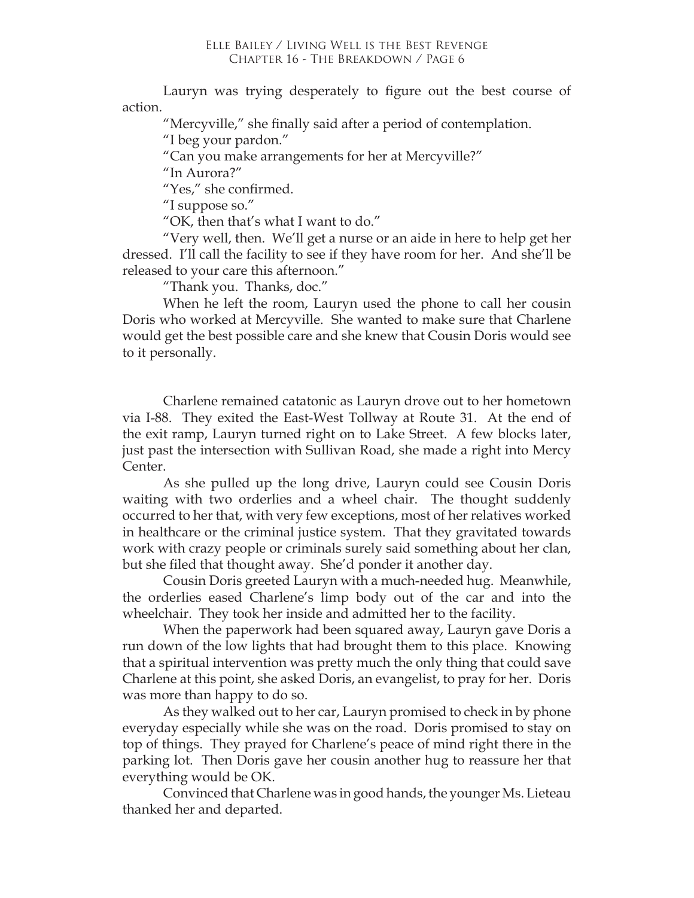Lauryn was trying desperately to figure out the best course of action.

"Mercyville," she finally said after a period of contemplation.

"I beg your pardon."

"Can you make arrangements for her at Mercyville?"

"In Aurora?"

"Yes," she confirmed.

"I suppose so."

"OK, then that's what I want to do."

"Very well, then. We'll get a nurse or an aide in here to help get her dressed. I'll call the facility to see if they have room for her. And she'll be released to your care this afternoon."

"Thank you. Thanks, doc."

When he left the room, Lauryn used the phone to call her cousin Doris who worked at Mercyville. She wanted to make sure that Charlene would get the best possible care and she knew that Cousin Doris would see to it personally.

Charlene remained catatonic as Lauryn drove out to her hometown via I-88. They exited the East-West Tollway at Route 31. At the end of the exit ramp, Lauryn turned right on to Lake Street. A few blocks later, just past the intersection with Sullivan Road, she made a right into Mercy Center.

As she pulled up the long drive, Lauryn could see Cousin Doris waiting with two orderlies and a wheel chair. The thought suddenly occurred to her that, with very few exceptions, most of her relatives worked in healthcare or the criminal justice system. That they gravitated towards work with crazy people or criminals surely said something about her clan, but she filed that thought away. She'd ponder it another day.

Cousin Doris greeted Lauryn with a much-needed hug. Meanwhile, the orderlies eased Charlene's limp body out of the car and into the wheelchair. They took her inside and admitted her to the facility.

When the paperwork had been squared away, Lauryn gave Doris a run down of the low lights that had brought them to this place. Knowing that a spiritual intervention was pretty much the only thing that could save Charlene at this point, she asked Doris, an evangelist, to pray for her. Doris was more than happy to do so.

As they walked out to her car, Lauryn promised to check in by phone everyday especially while she was on the road. Doris promised to stay on top of things. They prayed for Charlene's peace of mind right there in the parking lot. Then Doris gave her cousin another hug to reassure her that everything would be OK.

Convinced that Charlene was in good hands, the younger Ms. Lieteau thanked her and departed.